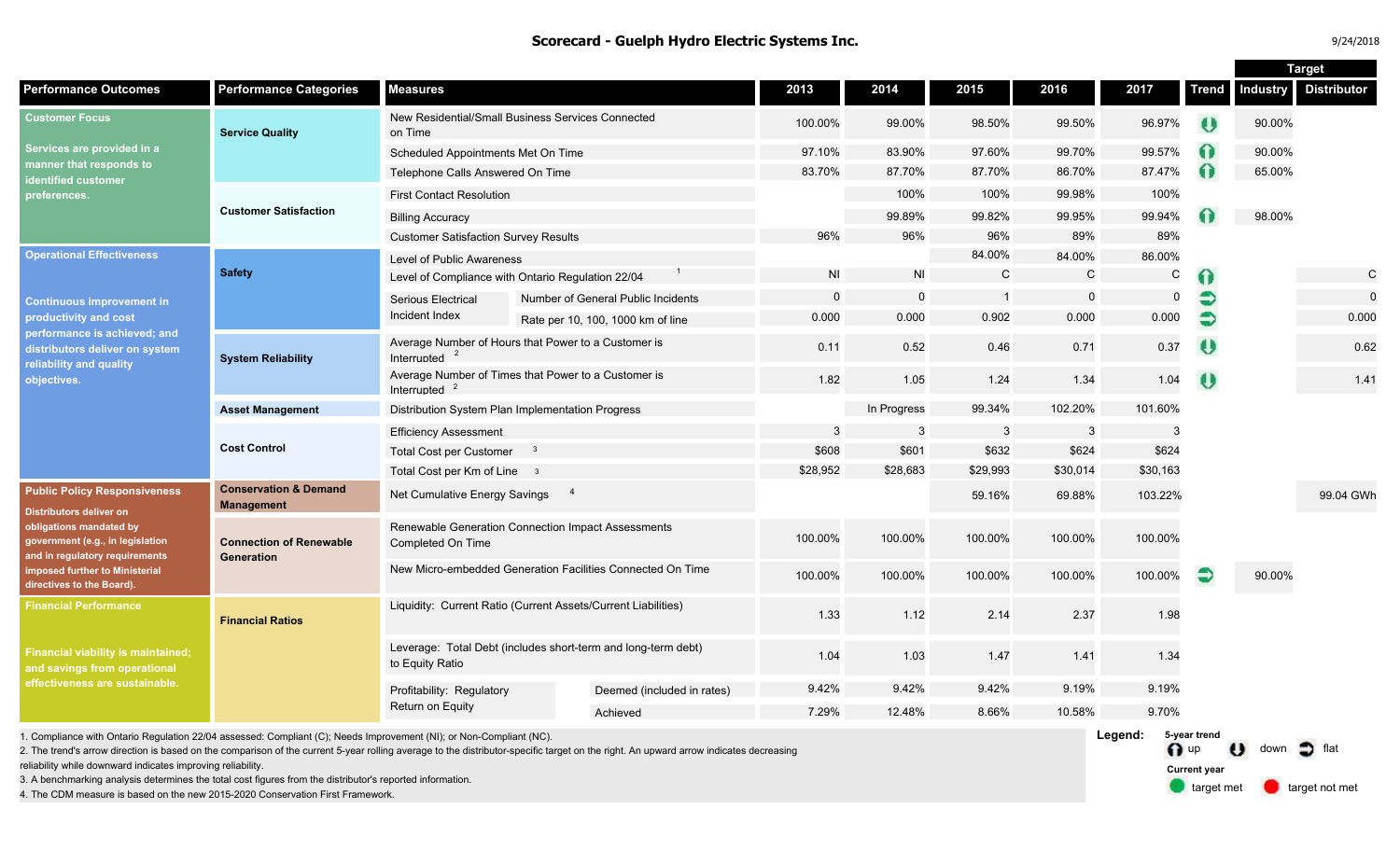# Scorecard - Guelph Hydro Electric Systems Inc.

9/24/2018

| Performance Outcomes | Performance Categories | Measures | | 2013 | 2014 | 2015 | 2016 | 2017 | Trend | Target: Industry | Target: Distributor |
|---|---|---|---|---|---|---|---|---|---|---|---|
| **Customer Focus** Services are provided in a manner that responds to identified customer preferences. | Service Quality | New Residential/Small Business Services Connected on Time | | 100.00% | 99.00% | 98.50% | 99.50% | 96.97% | down | 90.00% | |
| | | Scheduled Appointments Met On Time | | 97.10% | 83.90% | 97.60% | 99.70% | 99.57% | up | 90.00% | |
| | | Telephone Calls Answered On Time | | 83.70% | 87.70% | 87.70% | 86.70% | 87.47% | up | 65.00% | |
| | Customer Satisfaction | First Contact Resolution | | | 100% | 100% | 99.98% | 100% | | | |
| | | Billing Accuracy | | | 99.89% | 99.82% | 99.95% | 99.94% | up | 98.00% | |
| | | Customer Satisfaction Survey Results | | 96% | 96% | 96% | 89% | 89% | | | |
| **Operational Effectiveness** Continuous improvement in productivity and cost performance is achieved; and distributors deliver on system reliability and quality objectives. | Safety | Level of Public Awareness | | | | 84.00% | 84.00% | 86.00% | | | |
| | | Level of Compliance with Ontario Regulation 22/04 [1] | | NI | NI | C | C | C | up | | C |
| | | Serious Electrical Incident Index | Number of General Public Incidents | 0 | 0 | 1 | 0 | 0 | flat | | 0 |
| | | | Rate per 10, 100, 1000 km of line | 0.000 | 0.000 | 0.902 | 0.000 | 0.000 | flat | | 0.000 |
| | System Reliability | Average Number of Hours that Power to a Customer is Interrupted [2] | | 0.11 | 0.52 | 0.46 | 0.71 | 0.37 | down | | 0.62 |
| | | Average Number of Times that Power to a Customer is Interrupted [2] | | 1.82 | 1.05 | 1.24 | 1.34 | 1.04 | down | | 1.41 |
| | Asset Management | Distribution System Plan Implementation Progress | | | In Progress | 99.34% | 102.20% | 101.60% | | | |
| | Cost Control | Efficiency Assessment | | 3 | 3 | 3 | 3 | 3 | | | |
| | | Total Cost per Customer [3] | | $608 | $601 | $632 | $624 | $624 | | | |
| | | Total Cost per Km of Line [3] | | $28,952 | $28,683 | $29,993 | $30,014 | $30,163 | | | |
| **Public Policy Responsiveness** Distributors deliver on obligations mandated by government (e.g., in legislation and in regulatory requirements imposed further to Ministerial directives to the Board). | Conservation & Demand Management | Net Cumulative Energy Savings [4] | | | | 59.16% | 69.88% | 103.22% | | | 99.04 GWh |
| | Connection of Renewable Generation | Renewable Generation Connection Impact Assessments Completed On Time | | 100.00% | 100.00% | 100.00% | 100.00% | 100.00% | | | |
| | | New Micro-embedded Generation Facilities Connected On Time | | 100.00% | 100.00% | 100.00% | 100.00% | 100.00% | flat | 90.00% | |
| **Financial Performance** Financial viability is maintained; and savings from operational effectiveness are sustainable. | Financial Ratios | Liquidity: Current Ratio (Current Assets/Current Liabilities) | | 1.33 | 1.12 | 2.14 | 2.37 | 1.98 | | | |
| | | Leverage: Total Debt (includes short-term and long-term debt) to Equity Ratio | | 1.04 | 1.03 | 1.47 | 1.41 | 1.34 | | | |
| | | Profitability: Regulatory Return on Equity | Deemed (included in rates) | 9.42% | 9.42% | 9.42% | 9.19% | 9.19% | | | |
| | | | Achieved | 7.29% | 12.48% | 8.66% | 10.58% | 9.70% | | | |

1. Compliance with Ontario Regulation 22/04 assessed: Compliant (C); Needs Improvement (NI); or Non-Compliant (NC).
2. The trend's arrow direction is based on the comparison of the current 5-year rolling average to the distributor-specific target on the right. An upward arrow indicates decreasing reliability while downward indicates improving reliability.
3. A benchmarking analysis determines the total cost figures from the distributor's reported information.
4. The CDM measure is based on the new 2015-2020 Conservation First Framework.

**Legend:**
5-year trend: up, down, flat
Current year: target met, target not met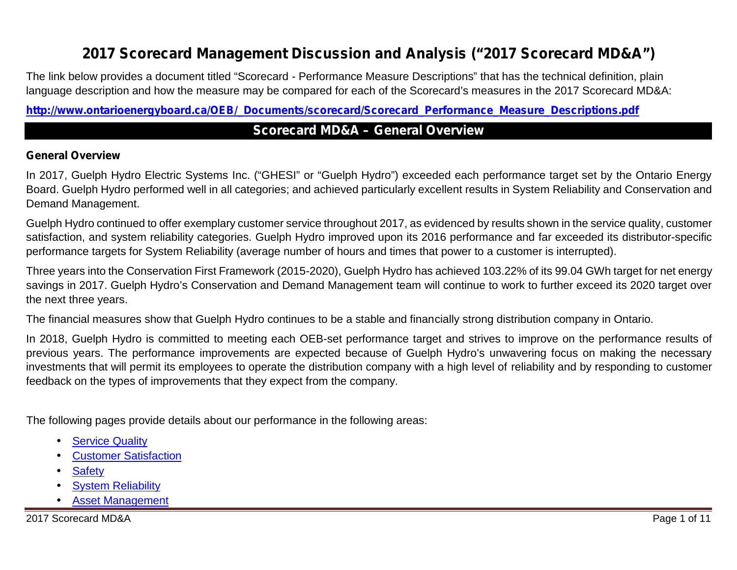# 2017 Scorecard Management Discussion and Analysis ("2017 Scorecard MD&A")

The link below provides a document titled "Scorecard - Performance Measure Descriptions" that has the technical definition, plain language description and how the measure may be compared for each of the Scorecard's measures in the 2017 Scorecard MD&A:

**http://www.ontarioenergyboard.ca/OEB/_Documents/scorecard/Scorecard_Performance_Measure_Descriptions.pdf**

## Scorecard MD&A – General Overview

### General Overview

In 2017, Guelph Hydro Electric Systems Inc. ("GHESI" or "Guelph Hydro") exceeded each performance target set by the Ontario Energy Board. Guelph Hydro performed well in all categories; and achieved particularly excellent results in System Reliability and Conservation and Demand Management.

Guelph Hydro continued to offer exemplary customer service throughout 2017, as evidenced by results shown in the service quality, customer satisfaction, and system reliability categories. Guelph Hydro improved upon its 2016 performance and far exceeded its distributor-specific performance targets for System Reliability (average number of hours and times that power to a customer is interrupted).

Three years into the Conservation First Framework (2015-2020), Guelph Hydro has achieved 103.22% of its 99.04 GWh target for net energy savings in 2017. Guelph Hydro's Conservation and Demand Management team will continue to work to further exceed its 2020 target over the next three years.

The financial measures show that Guelph Hydro continues to be a stable and financially strong distribution company in Ontario.

In 2018, Guelph Hydro is committed to meeting each OEB-set performance target and strives to improve on the performance results of previous years. The performance improvements are expected because of Guelph Hydro's unwavering focus on making the necessary investments that will permit its employees to operate the distribution company with a high level of reliability and by responding to customer feedback on the types of improvements that they expect from the company.

The following pages provide details about our performance in the following areas:

- Service Quality
- Customer Satisfaction
- Safety
- System Reliability
- Asset Management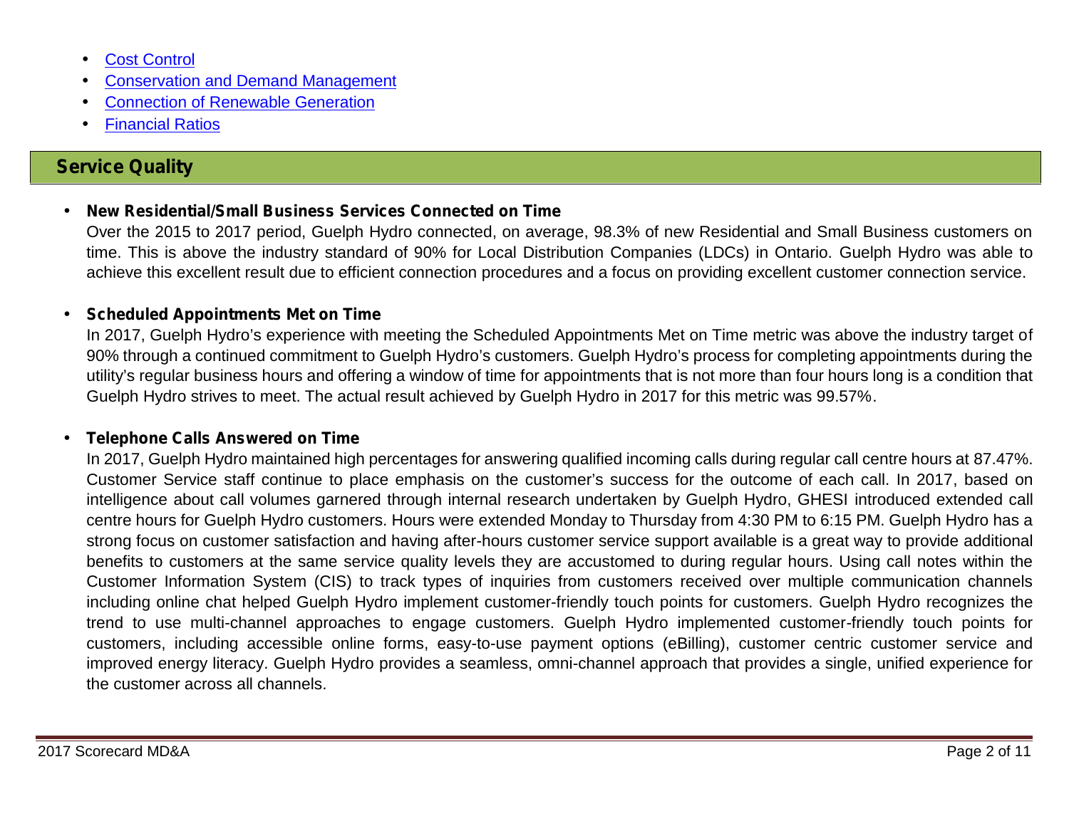- [Cost Control]
- [Conservation and Demand Management]
- [Connection of Renewable Generation]
- [Financial Ratios]

## Service Quality

- **New Residential/Small Business Services Connected on Time**

  Over the 2015 to 2017 period, Guelph Hydro connected, on average, 98.3% of new Residential and Small Business customers on time. This is above the industry standard of 90% for Local Distribution Companies (LDCs) in Ontario. Guelph Hydro was able to achieve this excellent result due to efficient connection procedures and a focus on providing excellent customer connection service.

- **Scheduled Appointments Met on Time**

  In 2017, Guelph Hydro's experience with meeting the Scheduled Appointments Met on Time metric was above the industry target of 90% through a continued commitment to Guelph Hydro's customers. Guelph Hydro's process for completing appointments during the utility's regular business hours and offering a window of time for appointments that is not more than four hours long is a condition that Guelph Hydro strives to meet. The actual result achieved by Guelph Hydro in 2017 for this metric was 99.57%.

- **Telephone Calls Answered on Time**

  In 2017, Guelph Hydro maintained high percentages for answering qualified incoming calls during regular call centre hours at 87.47%. Customer Service staff continue to place emphasis on the customer's success for the outcome of each call. In 2017, based on intelligence about call volumes garnered through internal research undertaken by Guelph Hydro, GHESI introduced extended call centre hours for Guelph Hydro customers. Hours were extended Monday to Thursday from 4:30 PM to 6:15 PM. Guelph Hydro has a strong focus on customer satisfaction and having after-hours customer service support available is a great way to provide additional benefits to customers at the same service quality levels they are accustomed to during regular hours. Using call notes within the Customer Information System (CIS) to track types of inquiries from customers received over multiple communication channels including online chat helped Guelph Hydro implement customer-friendly touch points for customers. Guelph Hydro recognizes the trend to use multi-channel approaches to engage customers. Guelph Hydro implemented customer-friendly touch points for customers, including accessible online forms, easy-to-use payment options (eBilling), customer centric customer service and improved energy literacy. Guelph Hydro provides a seamless, omni-channel approach that provides a single, unified experience for the customer across all channels.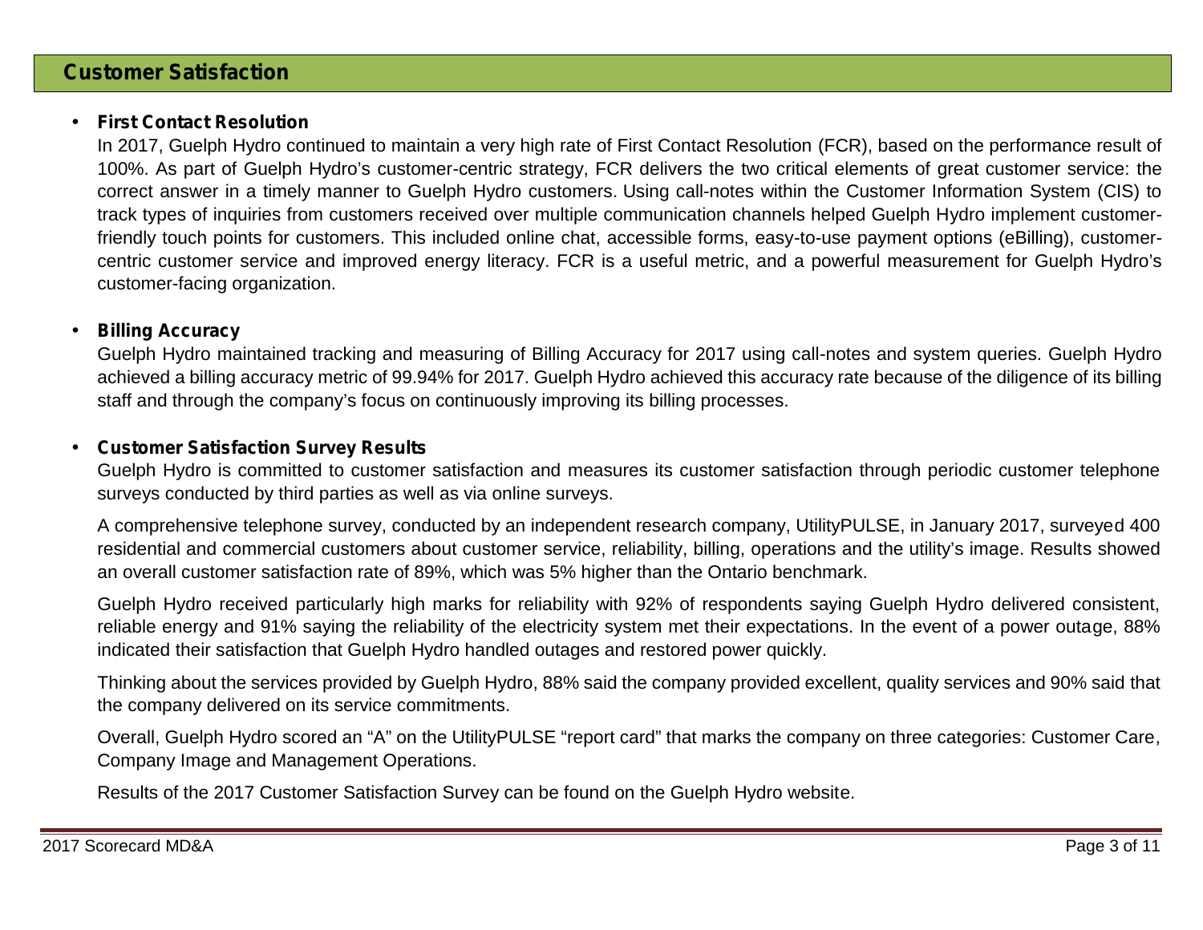## Customer Satisfaction

- **First Contact Resolution**

  In 2017, Guelph Hydro continued to maintain a very high rate of First Contact Resolution (FCR), based on the performance result of 100%. As part of Guelph Hydro's customer-centric strategy, FCR delivers the two critical elements of great customer service: the correct answer in a timely manner to Guelph Hydro customers. Using call-notes within the Customer Information System (CIS) to track types of inquiries from customers received over multiple communication channels helped Guelph Hydro implement customer-friendly touch points for customers. This included online chat, accessible forms, easy-to-use payment options (eBilling), customer-centric customer service and improved energy literacy. FCR is a useful metric, and a powerful measurement for Guelph Hydro's customer-facing organization.

- **Billing Accuracy**

  Guelph Hydro maintained tracking and measuring of Billing Accuracy for 2017 using call-notes and system queries. Guelph Hydro achieved a billing accuracy metric of 99.94% for 2017. Guelph Hydro achieved this accuracy rate because of the diligence of its billing staff and through the company's focus on continuously improving its billing processes.

- **Customer Satisfaction Survey Results**

  Guelph Hydro is committed to customer satisfaction and measures its customer satisfaction through periodic customer telephone surveys conducted by third parties as well as via online surveys.

  A comprehensive telephone survey, conducted by an independent research company, UtilityPULSE, in January 2017, surveyed 400 residential and commercial customers about customer service, reliability, billing, operations and the utility's image. Results showed an overall customer satisfaction rate of 89%, which was 5% higher than the Ontario benchmark.

  Guelph Hydro received particularly high marks for reliability with 92% of respondents saying Guelph Hydro delivered consistent, reliable energy and 91% saying the reliability of the electricity system met their expectations. In the event of a power outage, 88% indicated their satisfaction that Guelph Hydro handled outages and restored power quickly.

  Thinking about the services provided by Guelph Hydro, 88% said the company provided excellent, quality services and 90% said that the company delivered on its service commitments.

  Overall, Guelph Hydro scored an "A" on the UtilityPULSE "report card" that marks the company on three categories: Customer Care, Company Image and Management Operations.

  Results of the 2017 Customer Satisfaction Survey can be found on the Guelph Hydro website.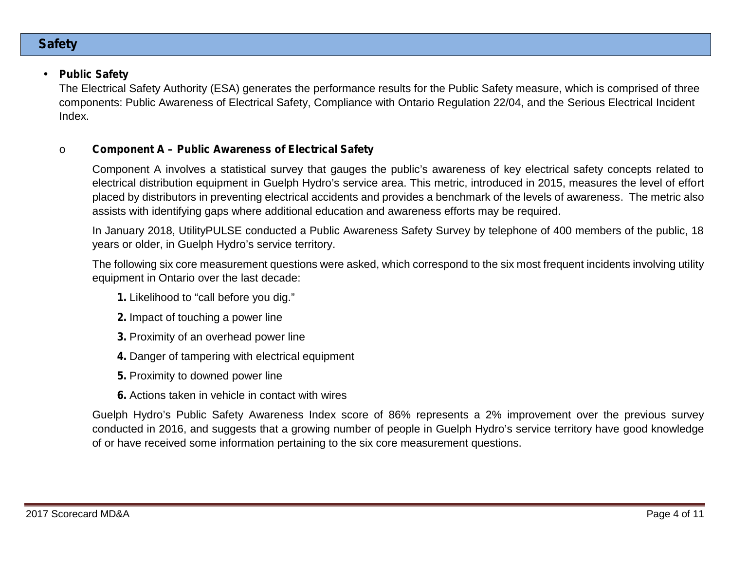## Safety

- **Public Safety**

  The Electrical Safety Authority (ESA) generates the performance results for the Public Safety measure, which is comprised of three components: Public Awareness of Electrical Safety, Compliance with Ontario Regulation 22/04, and the Serious Electrical Incident Index.

  - **Component A – Public Awareness of Electrical Safety**

    Component A involves a statistical survey that gauges the public's awareness of key electrical safety concepts related to electrical distribution equipment in Guelph Hydro's service area. This metric, introduced in 2015, measures the level of effort placed by distributors in preventing electrical accidents and provides a benchmark of the levels of awareness. The metric also assists with identifying gaps where additional education and awareness efforts may be required.

    In January 2018, UtilityPULSE conducted a Public Awareness Safety Survey by telephone of 400 members of the public, 18 years or older, in Guelph Hydro's service territory.

    The following six core measurement questions were asked, which correspond to the six most frequent incidents involving utility equipment in Ontario over the last decade:

    1. Likelihood to "call before you dig."
    2. Impact of touching a power line
    3. Proximity of an overhead power line
    4. Danger of tampering with electrical equipment
    5. Proximity to downed power line
    6. Actions taken in vehicle in contact with wires

    Guelph Hydro's Public Safety Awareness Index score of 86% represents a 2% improvement over the previous survey conducted in 2016, and suggests that a growing number of people in Guelph Hydro's service territory have good knowledge of or have received some information pertaining to the six core measurement questions.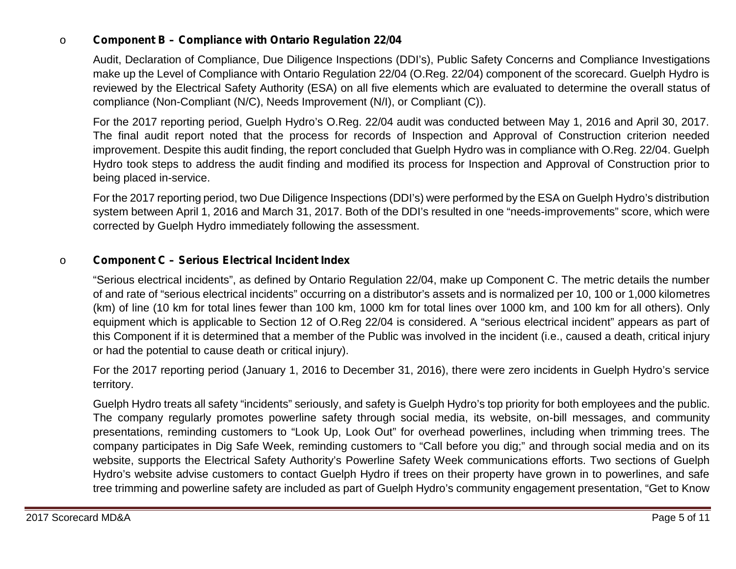- **Component B – Compliance with Ontario Regulation 22/04**

  Audit, Declaration of Compliance, Due Diligence Inspections (DDI's), Public Safety Concerns and Compliance Investigations make up the Level of Compliance with Ontario Regulation 22/04 (O.Reg. 22/04) component of the scorecard. Guelph Hydro is reviewed by the Electrical Safety Authority (ESA) on all five elements which are evaluated to determine the overall status of compliance (Non-Compliant (N/C), Needs Improvement (N/I), or Compliant (C)).

  For the 2017 reporting period, Guelph Hydro's O.Reg. 22/04 audit was conducted between May 1, 2016 and April 30, 2017. The final audit report noted that the process for records of Inspection and Approval of Construction criterion needed improvement. Despite this audit finding, the report concluded that Guelph Hydro was in compliance with O.Reg. 22/04. Guelph Hydro took steps to address the audit finding and modified its process for Inspection and Approval of Construction prior to being placed in-service.

  For the 2017 reporting period, two Due Diligence Inspections (DDI's) were performed by the ESA on Guelph Hydro's distribution system between April 1, 2016 and March 31, 2017. Both of the DDI's resulted in one "needs-improvements" score, which were corrected by Guelph Hydro immediately following the assessment.

- **Component C – Serious Electrical Incident Index**

  "Serious electrical incidents", as defined by Ontario Regulation 22/04, make up Component C. The metric details the number of and rate of "serious electrical incidents" occurring on a distributor's assets and is normalized per 10, 100 or 1,000 kilometres (km) of line (10 km for total lines fewer than 100 km, 1000 km for total lines over 1000 km, and 100 km for all others). Only equipment which is applicable to Section 12 of O.Reg 22/04 is considered. A "serious electrical incident" appears as part of this Component if it is determined that a member of the Public was involved in the incident (i.e., caused a death, critical injury or had the potential to cause death or critical injury).

  For the 2017 reporting period (January 1, 2016 to December 31, 2016), there were zero incidents in Guelph Hydro's service territory.

  Guelph Hydro treats all safety "incidents" seriously, and safety is Guelph Hydro's top priority for both employees and the public. The company regularly promotes powerline safety through social media, its website, on-bill messages, and community presentations, reminding customers to "Look Up, Look Out" for overhead powerlines, including when trimming trees. The company participates in Dig Safe Week, reminding customers to "Call before you dig;" and through social media and on its website, supports the Electrical Safety Authority's Powerline Safety Week communications efforts. Two sections of Guelph Hydro's website advise customers to contact Guelph Hydro if trees on their property have grown in to powerlines, and safe tree trimming and powerline safety are included as part of Guelph Hydro's community engagement presentation, "Get to Know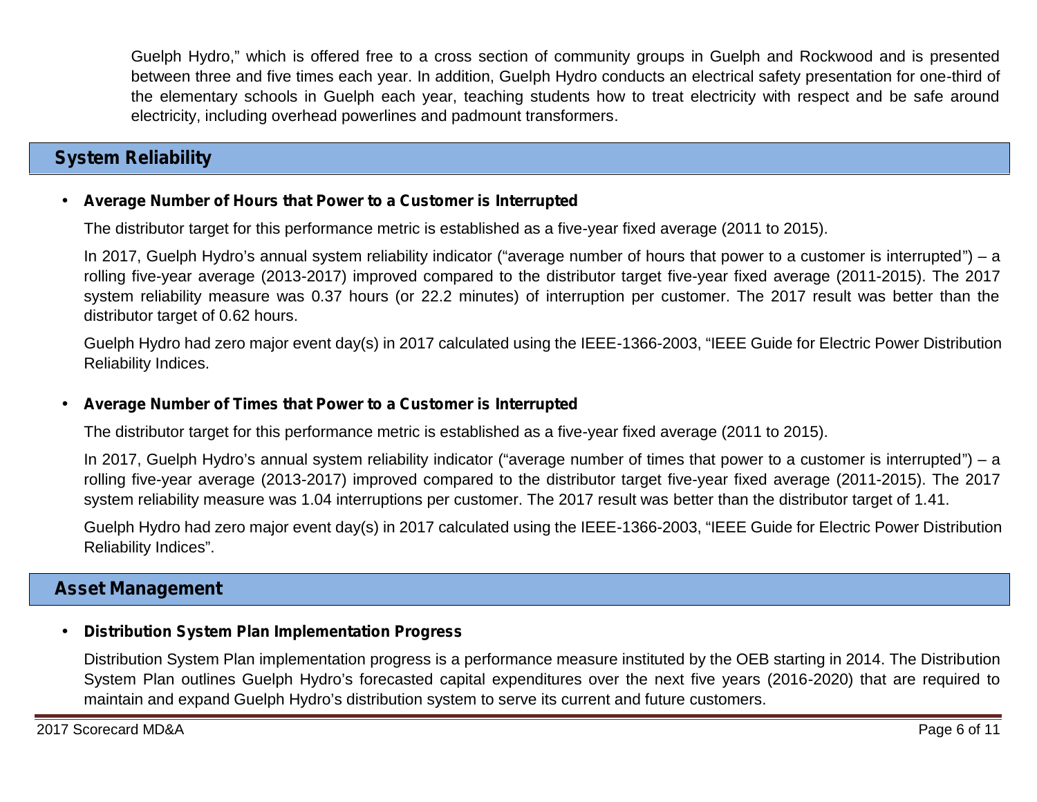Guelph Hydro," which is offered free to a cross section of community groups in Guelph and Rockwood and is presented between three and five times each year. In addition, Guelph Hydro conducts an electrical safety presentation for one-third of the elementary schools in Guelph each year, teaching students how to treat electricity with respect and be safe around electricity, including overhead powerlines and padmount transformers.

## System Reliability

- **Average Number of Hours that Power to a Customer is Interrupted**

  The distributor target for this performance metric is established as a five-year fixed average (2011 to 2015).

  In 2017, Guelph Hydro's annual system reliability indicator ("average number of hours that power to a customer is interrupted") – a rolling five-year average (2013-2017) improved compared to the distributor target five-year fixed average (2011-2015). The 2017 system reliability measure was 0.37 hours (or 22.2 minutes) of interruption per customer. The 2017 result was better than the distributor target of 0.62 hours.

  Guelph Hydro had zero major event day(s) in 2017 calculated using the IEEE-1366-2003, "IEEE Guide for Electric Power Distribution Reliability Indices.

- **Average Number of Times that Power to a Customer is Interrupted**

  The distributor target for this performance metric is established as a five-year fixed average (2011 to 2015).

  In 2017, Guelph Hydro's annual system reliability indicator ("average number of times that power to a customer is interrupted") – a rolling five-year average (2013-2017) improved compared to the distributor target five-year fixed average (2011-2015). The 2017 system reliability measure was 1.04 interruptions per customer. The 2017 result was better than the distributor target of 1.41.

  Guelph Hydro had zero major event day(s) in 2017 calculated using the IEEE-1366-2003, "IEEE Guide for Electric Power Distribution Reliability Indices".

## Asset Management

- **Distribution System Plan Implementation Progress**

  Distribution System Plan implementation progress is a performance measure instituted by the OEB starting in 2014. The Distribution System Plan outlines Guelph Hydro's forecasted capital expenditures over the next five years (2016-2020) that are required to maintain and expand Guelph Hydro's distribution system to serve its current and future customers.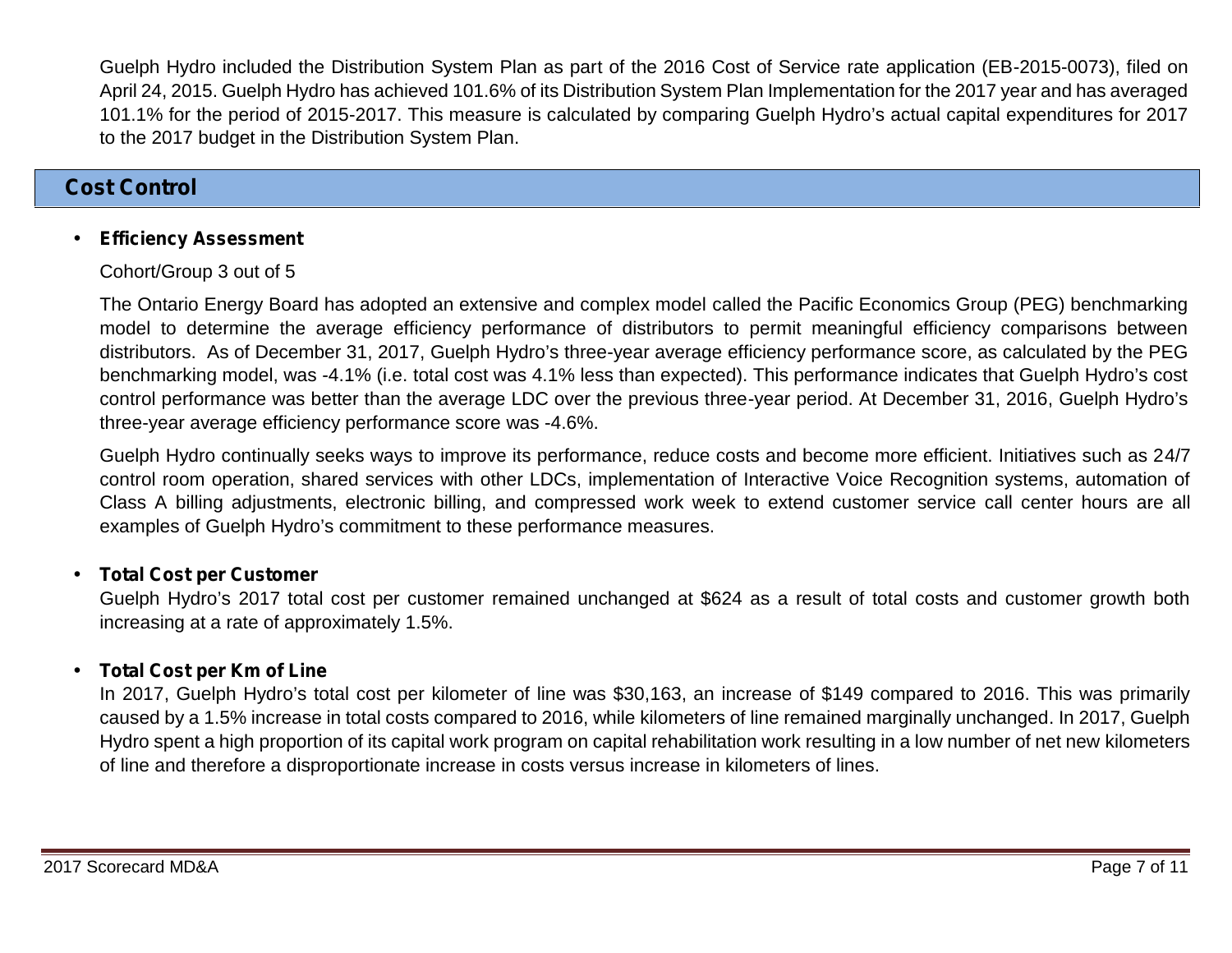Guelph Hydro included the Distribution System Plan as part of the 2016 Cost of Service rate application (EB-2015-0073), filed on April 24, 2015. Guelph Hydro has achieved 101.6% of its Distribution System Plan Implementation for the 2017 year and has averaged 101.1% for the period of 2015-2017. This measure is calculated by comparing Guelph Hydro's actual capital expenditures for 2017 to the 2017 budget in the Distribution System Plan.

## Cost Control

- **Efficiency Assessment**

  Cohort/Group 3 out of 5

  The Ontario Energy Board has adopted an extensive and complex model called the Pacific Economics Group (PEG) benchmarking model to determine the average efficiency performance of distributors to permit meaningful efficiency comparisons between distributors. As of December 31, 2017, Guelph Hydro's three-year average efficiency performance score, as calculated by the PEG benchmarking model, was -4.1% (i.e. total cost was 4.1% less than expected). This performance indicates that Guelph Hydro's cost control performance was better than the average LDC over the previous three-year period. At December 31, 2016, Guelph Hydro's three-year average efficiency performance score was -4.6%.

  Guelph Hydro continually seeks ways to improve its performance, reduce costs and become more efficient. Initiatives such as 24/7 control room operation, shared services with other LDCs, implementation of Interactive Voice Recognition systems, automation of Class A billing adjustments, electronic billing, and compressed work week to extend customer service call center hours are all examples of Guelph Hydro's commitment to these performance measures.

- **Total Cost per Customer**

  Guelph Hydro's 2017 total cost per customer remained unchanged at $624 as a result of total costs and customer growth both increasing at a rate of approximately 1.5%.

- **Total Cost per Km of Line**

  In 2017, Guelph Hydro's total cost per kilometer of line was $30,163, an increase of $149 compared to 2016. This was primarily caused by a 1.5% increase in total costs compared to 2016, while kilometers of line remained marginally unchanged. In 2017, Guelph Hydro spent a high proportion of its capital work program on capital rehabilitation work resulting in a low number of net new kilometers of line and therefore a disproportionate increase in costs versus increase in kilometers of lines.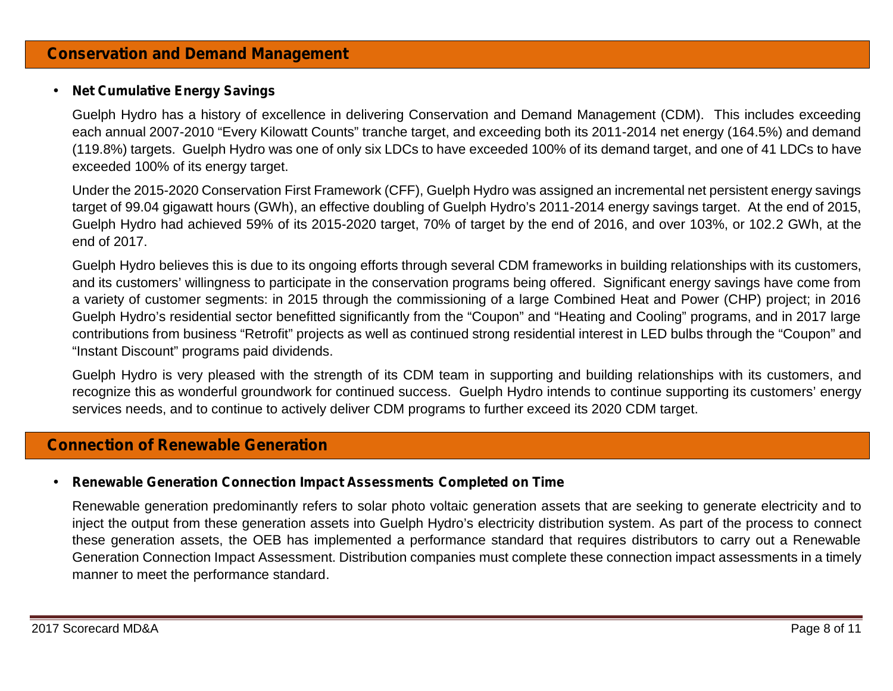## Conservation and Demand Management

- **Net Cumulative Energy Savings**

Guelph Hydro has a history of excellence in delivering Conservation and Demand Management (CDM). This includes exceeding each annual 2007-2010 "Every Kilowatt Counts" tranche target, and exceeding both its 2011-2014 net energy (164.5%) and demand (119.8%) targets. Guelph Hydro was one of only six LDCs to have exceeded 100% of its demand target, and one of 41 LDCs to have exceeded 100% of its energy target.

Under the 2015-2020 Conservation First Framework (CFF), Guelph Hydro was assigned an incremental net persistent energy savings target of 99.04 gigawatt hours (GWh), an effective doubling of Guelph Hydro's 2011-2014 energy savings target. At the end of 2015, Guelph Hydro had achieved 59% of its 2015-2020 target, 70% of target by the end of 2016, and over 103%, or 102.2 GWh, at the end of 2017.

Guelph Hydro believes this is due to its ongoing efforts through several CDM frameworks in building relationships with its customers, and its customers' willingness to participate in the conservation programs being offered. Significant energy savings have come from a variety of customer segments: in 2015 through the commissioning of a large Combined Heat and Power (CHP) project; in 2016 Guelph Hydro's residential sector benefitted significantly from the "Coupon" and "Heating and Cooling" programs, and in 2017 large contributions from business "Retrofit" projects as well as continued strong residential interest in LED bulbs through the "Coupon" and "Instant Discount" programs paid dividends.

Guelph Hydro is very pleased with the strength of its CDM team in supporting and building relationships with its customers, and recognize this as wonderful groundwork for continued success. Guelph Hydro intends to continue supporting its customers' energy services needs, and to continue to actively deliver CDM programs to further exceed its 2020 CDM target.

## Connection of Renewable Generation

- **Renewable Generation Connection Impact Assessments Completed on Time**

Renewable generation predominantly refers to solar photo voltaic generation assets that are seeking to generate electricity and to inject the output from these generation assets into Guelph Hydro's electricity distribution system. As part of the process to connect these generation assets, the OEB has implemented a performance standard that requires distributors to carry out a Renewable Generation Connection Impact Assessment. Distribution companies must complete these connection impact assessments in a timely manner to meet the performance standard.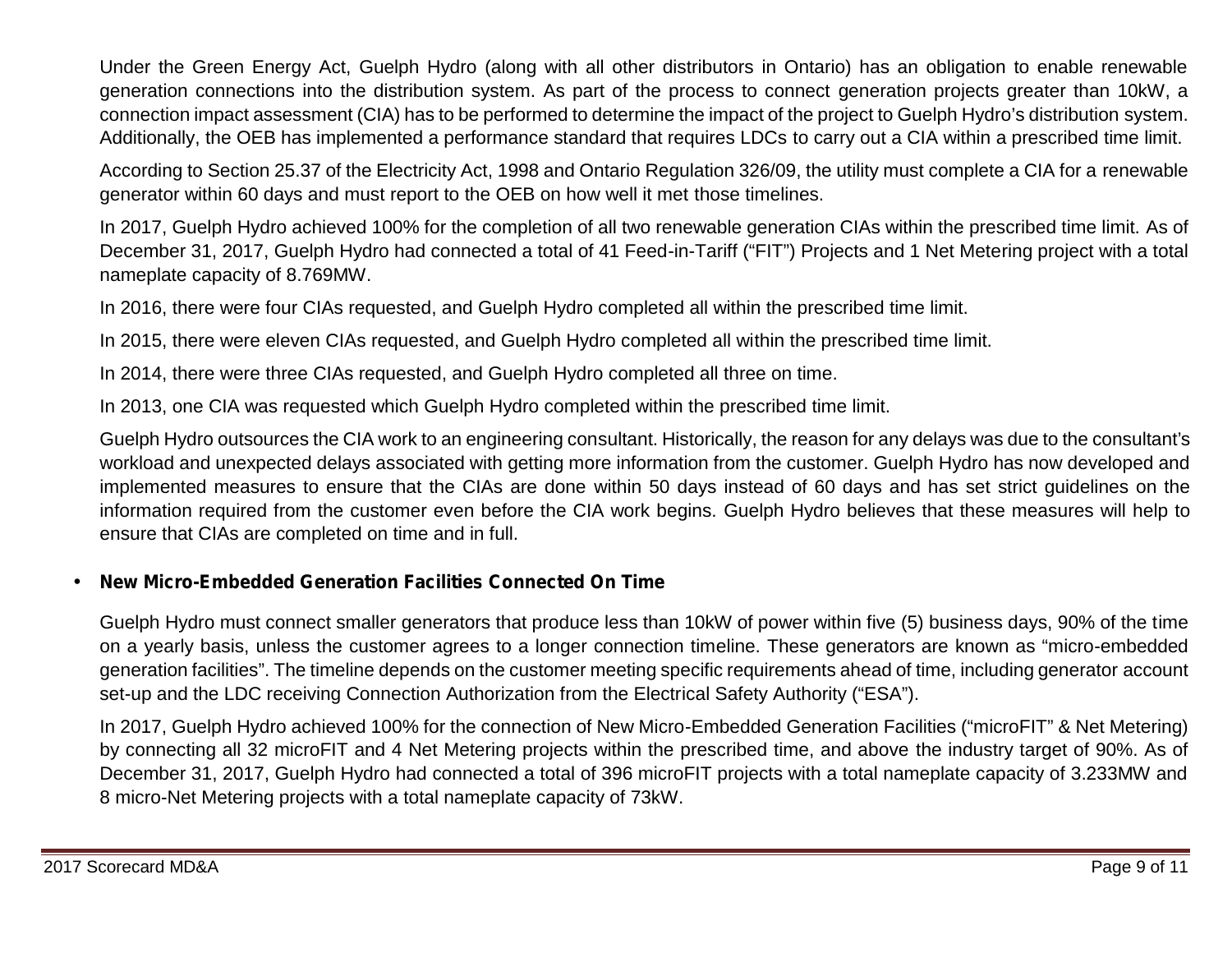Under the Green Energy Act, Guelph Hydro (along with all other distributors in Ontario) has an obligation to enable renewable generation connections into the distribution system. As part of the process to connect generation projects greater than 10kW, a connection impact assessment (CIA) has to be performed to determine the impact of the project to Guelph Hydro's distribution system. Additionally, the OEB has implemented a performance standard that requires LDCs to carry out a CIA within a prescribed time limit.

According to Section 25.37 of the Electricity Act, 1998 and Ontario Regulation 326/09, the utility must complete a CIA for a renewable generator within 60 days and must report to the OEB on how well it met those timelines.

In 2017, Guelph Hydro achieved 100% for the completion of all two renewable generation CIAs within the prescribed time limit. As of December 31, 2017, Guelph Hydro had connected a total of 41 Feed-in-Tariff ("FIT") Projects and 1 Net Metering project with a total nameplate capacity of 8.769MW.

In 2016, there were four CIAs requested, and Guelph Hydro completed all within the prescribed time limit.

In 2015, there were eleven CIAs requested, and Guelph Hydro completed all within the prescribed time limit.

In 2014, there were three CIAs requested, and Guelph Hydro completed all three on time.

In 2013, one CIA was requested which Guelph Hydro completed within the prescribed time limit.

Guelph Hydro outsources the CIA work to an engineering consultant. Historically, the reason for any delays was due to the consultant's workload and unexpected delays associated with getting more information from the customer. Guelph Hydro has now developed and implemented measures to ensure that the CIAs are done within 50 days instead of 60 days and has set strict guidelines on the information required from the customer even before the CIA work begins. Guelph Hydro believes that these measures will help to ensure that CIAs are completed on time and in full.

- **New Micro-Embedded Generation Facilities Connected On Time**

Guelph Hydro must connect smaller generators that produce less than 10kW of power within five (5) business days, 90% of the time on a yearly basis, unless the customer agrees to a longer connection timeline. These generators are known as "micro-embedded generation facilities". The timeline depends on the customer meeting specific requirements ahead of time, including generator account set-up and the LDC receiving Connection Authorization from the Electrical Safety Authority ("ESA").

In 2017, Guelph Hydro achieved 100% for the connection of New Micro-Embedded Generation Facilities ("microFIT" & Net Metering) by connecting all 32 microFIT and 4 Net Metering projects within the prescribed time, and above the industry target of 90%. As of December 31, 2017, Guelph Hydro had connected a total of 396 microFIT projects with a total nameplate capacity of 3.233MW and 8 micro-Net Metering projects with a total nameplate capacity of 73kW.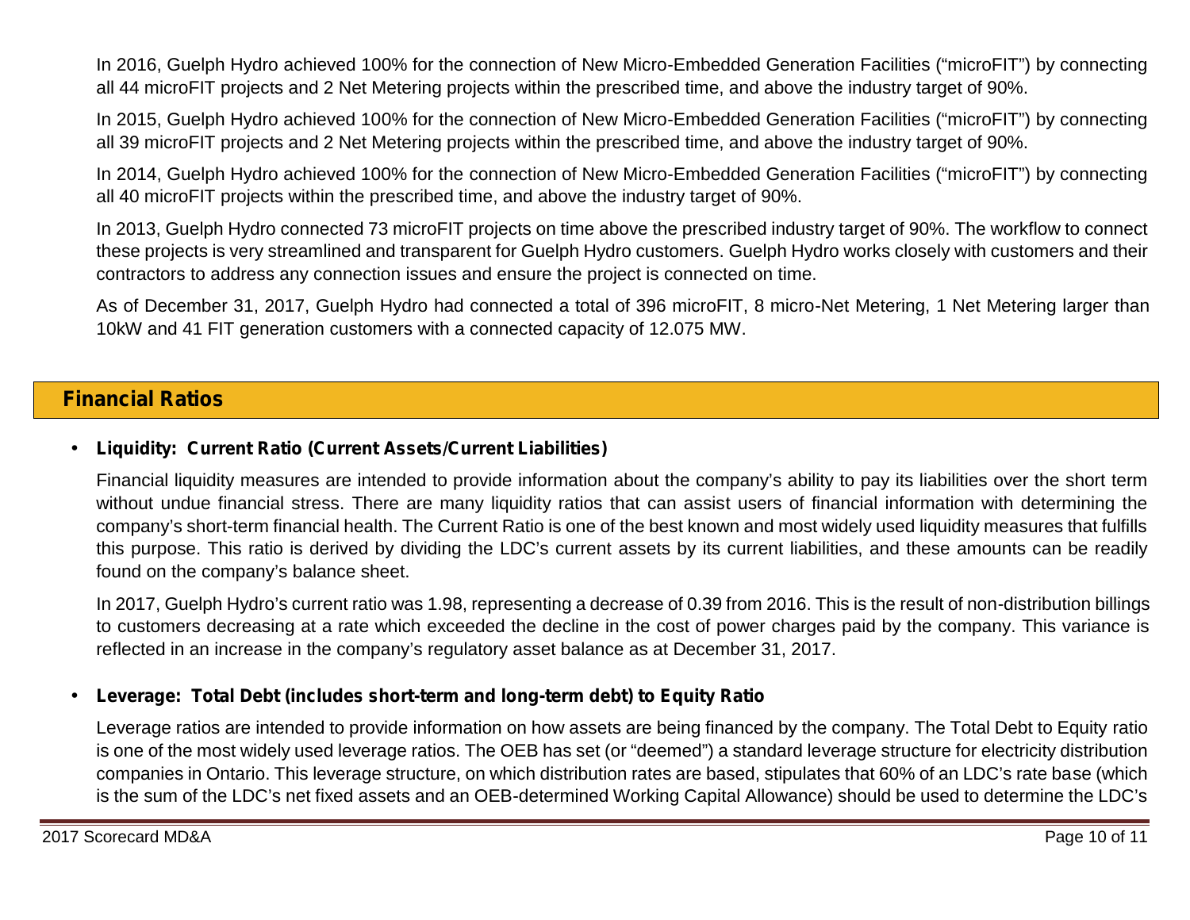In 2016, Guelph Hydro achieved 100% for the connection of New Micro-Embedded Generation Facilities ("microFIT") by connecting all 44 microFIT projects and 2 Net Metering projects within the prescribed time, and above the industry target of 90%.

In 2015, Guelph Hydro achieved 100% for the connection of New Micro-Embedded Generation Facilities ("microFIT") by connecting all 39 microFIT projects and 2 Net Metering projects within the prescribed time, and above the industry target of 90%.

In 2014, Guelph Hydro achieved 100% for the connection of New Micro-Embedded Generation Facilities ("microFIT") by connecting all 40 microFIT projects within the prescribed time, and above the industry target of 90%.

In 2013, Guelph Hydro connected 73 microFIT projects on time above the prescribed industry target of 90%. The workflow to connect these projects is very streamlined and transparent for Guelph Hydro customers. Guelph Hydro works closely with customers and their contractors to address any connection issues and ensure the project is connected on time.

As of December 31, 2017, Guelph Hydro had connected a total of 396 microFIT, 8 micro-Net Metering, 1 Net Metering larger than 10kW and 41 FIT generation customers with a connected capacity of 12.075 MW.

## Financial Ratios

- **Liquidity: Current Ratio (Current Assets/Current Liabilities)**

  Financial liquidity measures are intended to provide information about the company's ability to pay its liabilities over the short term without undue financial stress. There are many liquidity ratios that can assist users of financial information with determining the company's short-term financial health. The Current Ratio is one of the best known and most widely used liquidity measures that fulfills this purpose. This ratio is derived by dividing the LDC's current assets by its current liabilities, and these amounts can be readily found on the company's balance sheet.

  In 2017, Guelph Hydro's current ratio was 1.98, representing a decrease of 0.39 from 2016. This is the result of non-distribution billings to customers decreasing at a rate which exceeded the decline in the cost of power charges paid by the company. This variance is reflected in an increase in the company's regulatory asset balance as at December 31, 2017.

- **Leverage: Total Debt (includes short-term and long-term debt) to Equity Ratio**

  Leverage ratios are intended to provide information on how assets are being financed by the company. The Total Debt to Equity ratio is one of the most widely used leverage ratios. The OEB has set (or "deemed") a standard leverage structure for electricity distribution companies in Ontario. This leverage structure, on which distribution rates are based, stipulates that 60% of an LDC's rate base (which is the sum of the LDC's net fixed assets and an OEB-determined Working Capital Allowance) should be used to determine the LDC's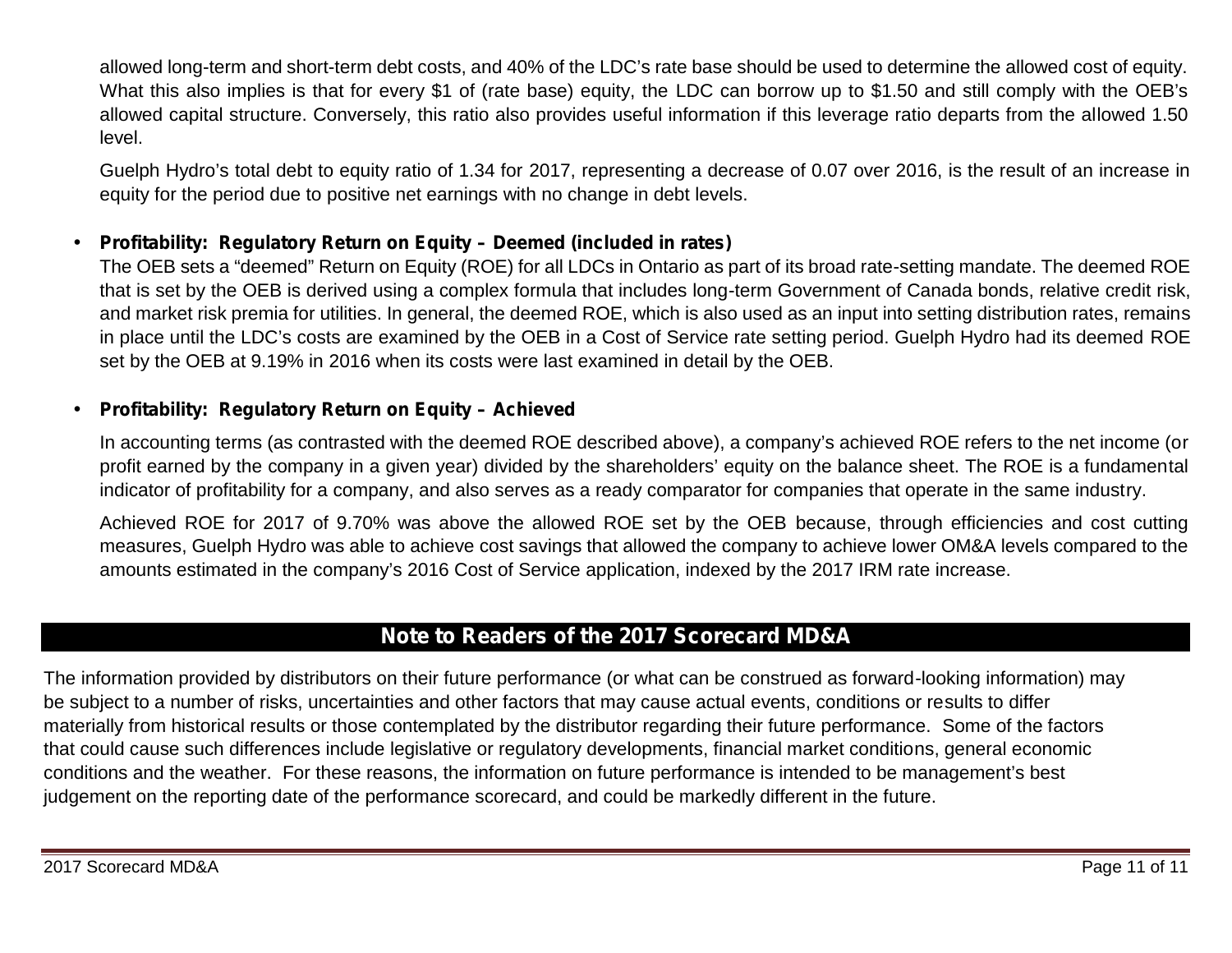allowed long-term and short-term debt costs, and 40% of the LDC's rate base should be used to determine the allowed cost of equity. What this also implies is that for every $1 of (rate base) equity, the LDC can borrow up to $1.50 and still comply with the OEB's allowed capital structure. Conversely, this ratio also provides useful information if this leverage ratio departs from the allowed 1.50 level.

Guelph Hydro's total debt to equity ratio of 1.34 for 2017, representing a decrease of 0.07 over 2016, is the result of an increase in equity for the period due to positive net earnings with no change in debt levels.

- **Profitability: Regulatory Return on Equity – Deemed (included in rates)**

  The OEB sets a "deemed" Return on Equity (ROE) for all LDCs in Ontario as part of its broad rate-setting mandate. The deemed ROE that is set by the OEB is derived using a complex formula that includes long-term Government of Canada bonds, relative credit risk, and market risk premia for utilities. In general, the deemed ROE, which is also used as an input into setting distribution rates, remains in place until the LDC's costs are examined by the OEB in a Cost of Service rate setting period. Guelph Hydro had its deemed ROE set by the OEB at 9.19% in 2016 when its costs were last examined in detail by the OEB.

- **Profitability: Regulatory Return on Equity – Achieved**

  In accounting terms (as contrasted with the deemed ROE described above), a company's achieved ROE refers to the net income (or profit earned by the company in a given year) divided by the shareholders' equity on the balance sheet. The ROE is a fundamental indicator of profitability for a company, and also serves as a ready comparator for companies that operate in the same industry.

  Achieved ROE for 2017 of 9.70% was above the allowed ROE set by the OEB because, through efficiencies and cost cutting measures, Guelph Hydro was able to achieve cost savings that allowed the company to achieve lower OM&A levels compared to the amounts estimated in the company's 2016 Cost of Service application, indexed by the 2017 IRM rate increase.

## Note to Readers of the 2017 Scorecard MD&A

The information provided by distributors on their future performance (or what can be construed as forward-looking information) may be subject to a number of risks, uncertainties and other factors that may cause actual events, conditions or results to differ materially from historical results or those contemplated by the distributor regarding their future performance. Some of the factors that could cause such differences include legislative or regulatory developments, financial market conditions, general economic conditions and the weather. For these reasons, the information on future performance is intended to be management's best judgement on the reporting date of the performance scorecard, and could be markedly different in the future.